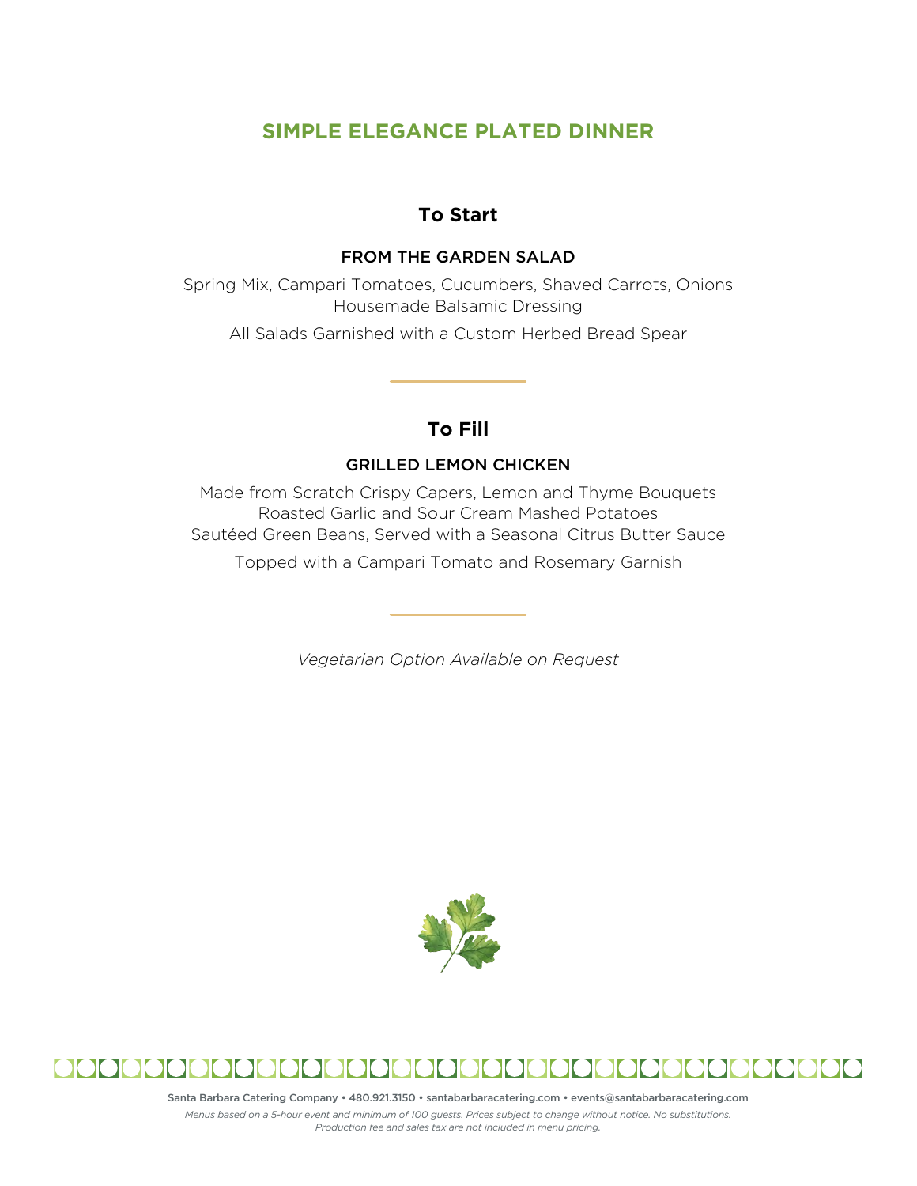# SIMPLE ELEGANCE PLATED DINNER

## To Start

### FROM THE GARDEN SALAD

Spring Mix, Campari Tomatoes, Cucumbers, Shaved Carrots, Onions
Housemade Balsamic Dressing

All Salads Garnished with a Custom Herbed Bread Spear

## To Fill

### GRILLED LEMON CHICKEN

Made from Scratch Crispy Capers, Lemon and Thyme Bouquets
Roasted Garlic and Sour Cream Mashed Potatoes
Sautéed Green Beans, Served with a Seasonal Citrus Butter Sauce

Topped with a Campari Tomato and Rosemary Garnish

*Vegetarian Option Available on Request*

Santa Barbara Catering Company • 480.921.3150 • santabarbaracatering.com • events@santabarbaracatering.com

*Menus based on a 5-hour event and minimum of 100 guests. Prices subject to change without notice. No substitutions. Production fee and sales tax are not included in menu pricing.*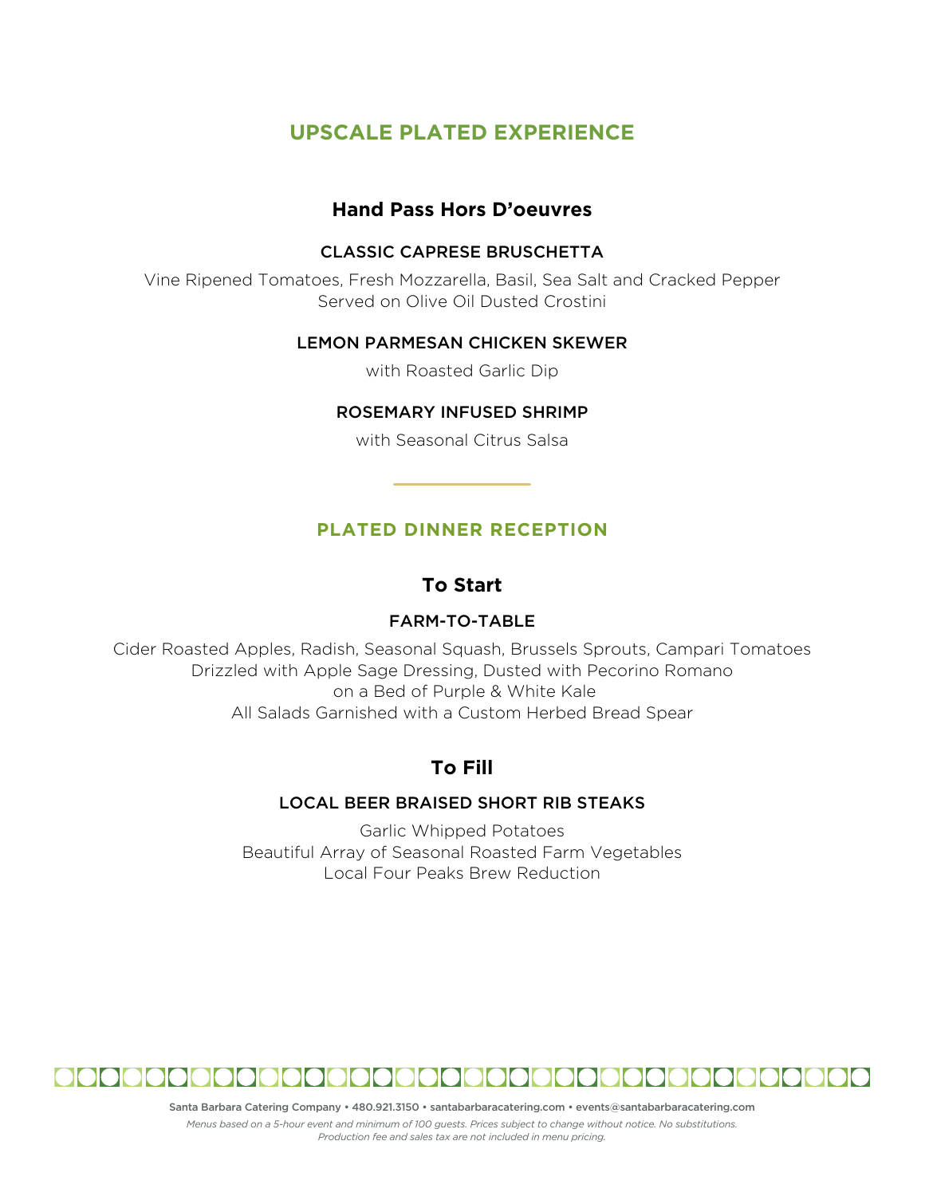# UPSCALE PLATED EXPERIENCE

## Hand Pass Hors D'oeuvres

### CLASSIC CAPRESE BRUSCHETTA

Vine Ripened Tomatoes, Fresh Mozzarella, Basil, Sea Salt and Cracked Pepper
Served on Olive Oil Dusted Crostini

### LEMON PARMESAN CHICKEN SKEWER

with Roasted Garlic Dip

### ROSEMARY INFUSED SHRIMP

with Seasonal Citrus Salsa

---

# PLATED DINNER RECEPTION

## To Start

### FARM-TO-TABLE

Cider Roasted Apples, Radish, Seasonal Squash, Brussels Sprouts, Campari Tomatoes
Drizzled with Apple Sage Dressing, Dusted with Pecorino Romano
on a Bed of Purple & White Kale
All Salads Garnished with a Custom Herbed Bread Spear

## To Fill

### LOCAL BEER BRAISED SHORT RIB STEAKS

Garlic Whipped Potatoes
Beautiful Array of Seasonal Roasted Farm Vegetables
Local Four Peaks Brew Reduction

Santa Barbara Catering Company • 480.921.3150 • santabarbaracatering.com • events@santabarbaracatering.com

*Menus based on a 5-hour event and minimum of 100 guests. Prices subject to change without notice. No substitutions. Production fee and sales tax are not included in menu pricing.*